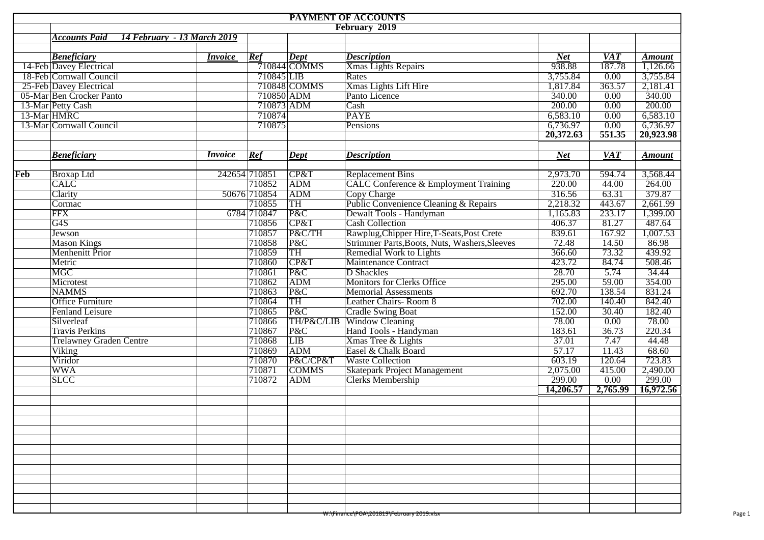# PAYMENT OF ACCOUNTS

## February 2019

***Accounts Paid 14 February - 13 March 2019***

| | *Beneficiary* | *Invoice* | *Ref* | *Dept* | *Description* | *Net* | *VAT* | *Amount* |
|---|---|---|---|---|---|---|---|---|
| 14-Feb | Davey Electrical | | 710844 | COMMS | Xmas Lights Repairs | 938.88 | 187.78 | 1,126.66 |
| 18-Feb | Cornwall Council | | 710845 | LIB | Rates | 3,755.84 | 0.00 | 3,755.84 |
| 25-Feb | Davey Electrical | | 710848 | COMMS | Xmas Lights Lift Hire | 1,817.84 | 363.57 | 2,181.41 |
| 05-Mar | Ben Crocker Panto | | 710850 | ADM | Panto Licence | 340.00 | 0.00 | 340.00 |
| 13-Mar | Petty Cash | | 710873 | ADM | Cash | 200.00 | 0.00 | 200.00 |
| 13-Mar | HMRC | | 710874 | | PAYE | 6,583.10 | 0.00 | 6,583.10 |
| 13-Mar | Cornwall Council | | 710875 | | Pensions | 6,736.97 | 0.00 | 6,736.97 |
| | | | | | | **20,372.63** | **551.35** | **20,923.98** |

| | *Beneficiary* | *Invoice* | *Ref* | *Dept* | *Description* | *Net* | *VAT* | *Amount* |
|---|---|---|---|---|---|---|---|---|
| **Feb** | Broxap Ltd | 242654 | 710851 | CP&T | Replacement Bins | 2,973.70 | 594.74 | 3,568.44 |
| | CALC | | 710852 | ADM | CALC Conference & Employment Training | 220.00 | 44.00 | 264.00 |
| | Clarity | 50676 | 710854 | ADM | Copy Charge | 316.56 | 63.31 | 379.87 |
| | Cormac | | 710855 | TH | Public Convenience Cleaning & Repairs | 2,218.32 | 443.67 | 2,661.99 |
| | FFX | 6784 | 710847 | P&C | Dewalt Tools - Handyman | 1,165.83 | 233.17 | 1,399.00 |
| | G4S | | 710856 | CP&T | Cash Collection | 406.37 | 81.27 | 487.64 |
| | Jewson | | 710857 | P&C/TH | Rawplug,Chipper Hire,T-Seats,Post Crete | 839.61 | 167.92 | 1,007.53 |
| | Mason Kings | | 710858 | P&C | Strimmer Parts,Boots, Nuts, Washers,Sleeves | 72.48 | 14.50 | 86.98 |
| | Menhenitt Prior | | 710859 | TH | Remedial Work to Lights | 366.60 | 73.32 | 439.92 |
| | Metric | | 710860 | CP&T | Maintenance Contract | 423.72 | 84.74 | 508.46 |
| | MGC | | 710861 | P&C | D Shackles | 28.70 | 5.74 | 34.44 |
| | Microtest | | 710862 | ADM | Monitors for Clerks Office | 295.00 | 59.00 | 354.00 |
| | NAMMS | | 710863 | P&C | Memorial Assessments | 692.70 | 138.54 | 831.24 |
| | Office Furniture | | 710864 | TH | Leather Chairs- Room 8 | 702.00 | 140.40 | 842.40 |
| | Fenland Leisure | | 710865 | P&C | Cradle Swing Boat | 152.00 | 30.40 | 182.40 |
| | Silverleaf | | 710866 | TH/P&C/LIB | Window Cleaning | 78.00 | 0.00 | 78.00 |
| | Travis Perkins | | 710867 | P&C | Hand Tools - Handyman | 183.61 | 36.73 | 220.34 |
| | Trelawney Graden Centre | | 710868 | LIB | Xmas Tree & Lights | 37.01 | 7.47 | 44.48 |
| | Viking | | 710869 | ADM | Easel & Chalk Board | 57.17 | 11.43 | 68.60 |
| | Viridor | | 710870 | P&C/CP&T | Waste Collection | 603.19 | 120.64 | 723.83 |
| | WWA | | 710871 | COMMS | Skatepark Project Management | 2,075.00 | 415.00 | 2,490.00 |
| | SLCC | | 710872 | ADM | Clerks Membership | 299.00 | 0.00 | 299.00 |
| | | | | | | **14,206.57** | **2,765.99** | **16,972.56** |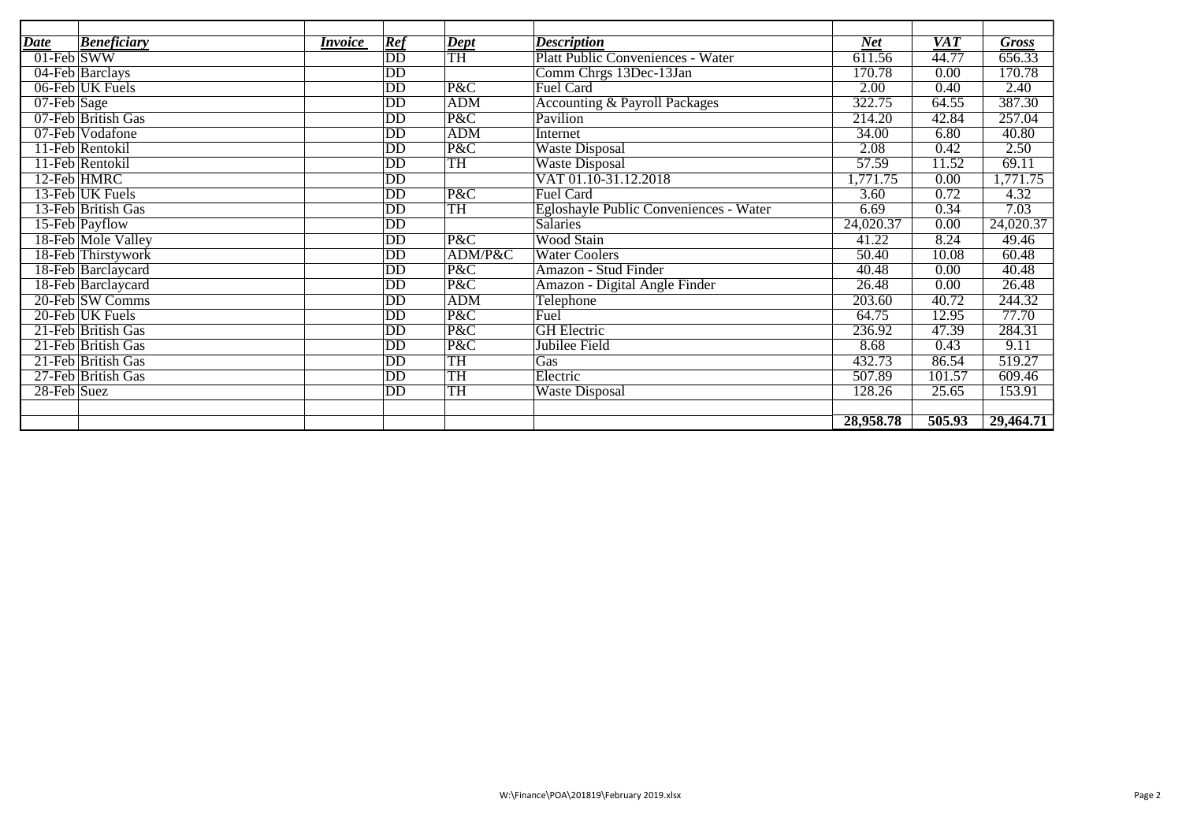| Date | Beneficiary | Invoice | Ref | Dept | Description | Net | VAT | Gross |
|---|---|---|---|---|---|---|---|---|
| 01-Feb | SWW | | DD | TH | Platt Public Conveniences - Water | 611.56 | 44.77 | 656.33 |
| 04-Feb | Barclays | | DD | | Comm Chrgs 13Dec-13Jan | 170.78 | 0.00 | 170.78 |
| 06-Feb | UK Fuels | | DD | P&C | Fuel Card | 2.00 | 0.40 | 2.40 |
| 07-Feb | Sage | | DD | ADM | Accounting & Payroll Packages | 322.75 | 64.55 | 387.30 |
| 07-Feb | British Gas | | DD | P&C | Pavilion | 214.20 | 42.84 | 257.04 |
| 07-Feb | Vodafone | | DD | ADM | Internet | 34.00 | 6.80 | 40.80 |
| 11-Feb | Rentokil | | DD | P&C | Waste Disposal | 2.08 | 0.42 | 2.50 |
| 11-Feb | Rentokil | | DD | TH | Waste Disposal | 57.59 | 11.52 | 69.11 |
| 12-Feb | HMRC | | DD | | VAT 01.10-31.12.2018 | 1,771.75 | 0.00 | 1,771.75 |
| 13-Feb | UK Fuels | | DD | P&C | Fuel Card | 3.60 | 0.72 | 4.32 |
| 13-Feb | British Gas | | DD | TH | Egloshayle Public Conveniences - Water | 6.69 | 0.34 | 7.03 |
| 15-Feb | Payflow | | DD | | Salaries | 24,020.37 | 0.00 | 24,020.37 |
| 18-Feb | Mole Valley | | DD | P&C | Wood Stain | 41.22 | 8.24 | 49.46 |
| 18-Feb | Thirstywork | | DD | ADM/P&C | Water Coolers | 50.40 | 10.08 | 60.48 |
| 18-Feb | Barclaycard | | DD | P&C | Amazon - Stud Finder | 40.48 | 0.00 | 40.48 |
| 18-Feb | Barclaycard | | DD | P&C | Amazon - Digital Angle Finder | 26.48 | 0.00 | 26.48 |
| 20-Feb | SW Comms | | DD | ADM | Telephone | 203.60 | 40.72 | 244.32 |
| 20-Feb | UK Fuels | | DD | P&C | Fuel | 64.75 | 12.95 | 77.70 |
| 21-Feb | British Gas | | DD | P&C | GH Electric | 236.92 | 47.39 | 284.31 |
| 21-Feb | British Gas | | DD | P&C | Jubilee Field | 8.68 | 0.43 | 9.11 |
| 21-Feb | British Gas | | DD | TH | Gas | 432.73 | 86.54 | 519.27 |
| 27-Feb | British Gas | | DD | TH | Electric | 507.89 | 101.57 | 609.46 |
| 28-Feb | Suez | | DD | TH | Waste Disposal | 128.26 | 25.65 | 153.91 |
| | | | | | | | | |
| | | | | | | **28,958.78** | **505.93** | **29,464.71** |

W:\Finance\POA\201819\February 2019.xlsx